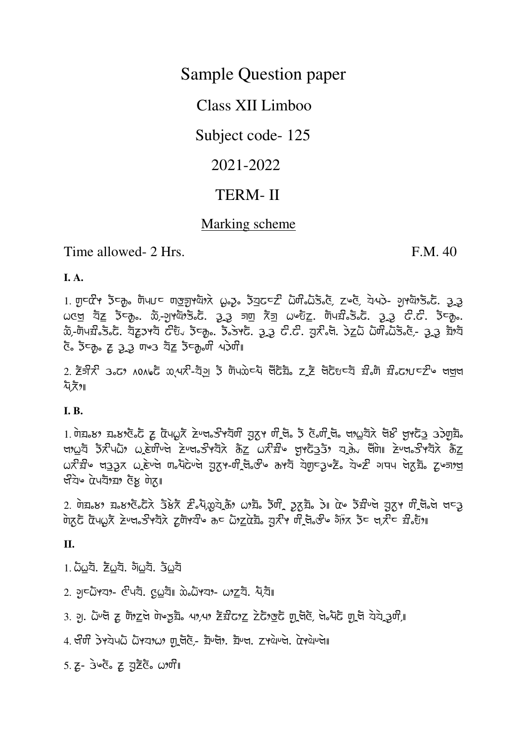# Sample Question paper

## Class XII Limboo

## Subject code- 125

## 2021-2022

## TERM- II

<u>Marking scheme</u>

Time allowed- 2 Hrs. F.M. 40

**I. A.**

1. ᤂᤧᤱᤀᤡᤰ ᤔᤧᤱᤁᤢ᤺ ᤋᤠᤐᤢᤱ ᤏᤠᤔᤣᤰᤀᤠᤖᤢ ᤕᤢ᤺ᤔᤢ᤺ ᤔᤒᤢᤱᤂᤡ ᤀᤠᤏᤡ᤺ᤀᤠᤛᤢ᤺ᤂᤧ, ᤙᤣᤧ, ᤗᤠᤐᤢ- ᤃᤡᤰᤀᤠᤖᤢ᤺ᤂᤢ᤺. ᤌᤢ᤺ᤌᤢ ᤕᤧᤛᤢ ᤗᤠᤙ ᤔᤧᤱᤁᤢ᤺. ᤀᤠ-ᤃᤡᤰᤀᤠᤖᤢ᤺ᤂᤢ᤺. ᤌᤢ᤺ᤌᤢ ᤁᤠᤛ ᤂᤡᤒ ᤕᤧᤛᤢᤙ. ᤋᤠᤐᤢᤌᤡ᤺ᤛᤢ᤺ᤂᤢ᤺. ᤌᤢ᤺ᤌᤢ ᤂᤢ᤺ᤂᤢ. ᤔᤧᤱᤁᤢ᤺. ᤀᤠ-ᤋᤠᤐᤢᤌᤡ᤺ᤛᤢ᤺ᤂᤢ᤺. ᤗᤠᤙᤌᤡᤰᤗᤠ ᤂᤡᤛ ᤔᤧᤱᤁᤢ᤺. ᤔᤢᤗᤡᤰᤂᤢ. ᤌᤢ᤺ᤌᤢ ᤂᤢ᤺ᤂᤢ. ᤒᤡᤂ᤺ᤛᤢ. ᤔᤢᤙᤀᤠ ᤀᤠᤏᤡ᤺ᤀᤠᤛᤢ᤺ᤂᤧ- ᤌᤢ᤺ᤌᤢ ᤌᤡᤰᤗᤠ ᤂᤧ᤺ ᤔᤧᤱᤁᤢ᤺ ᤙ ᤌᤢ᤺ᤌᤢ ᤏᤧᤌ ᤗᤠᤙ ᤔᤧᤱᤁᤢ᤺ᤏᤡ ᤐᤢᤏᤡ॥

2. ᤙᤡᤃᤡᤂ ᥉ᤂᤢᤱ ᥇᥆᥇᥋ᤂᤢ ᤀᤠᤐᤂ-ᤗᤠᤃ ᤔ ᤋᤠᤐᤀᤠᤧᤱᤐᤢ ᤗᤢᤂᤢᤌᤡ᤺ ᤙᤙ ᤗᤢᤂᤢᤧᤱᤗᤠ ᤌᤡ᤺ᤋᤠ ᤌᤡ᤺ᤂᤢᤰᤀᤢᤱᤂᤡ ᤕᤧᤛᤢ ᤐᤠᤂᤢ॥

**I. B.**

1. ᤋᤠᤌᤡ᤺ᤛᤢ ᤌᤡ᤺ᤛᤢᤂᤧ᤺ᤂᤢ ᤙ ᤀᤠᤐᤢᤀᤡ ᤙᤧᤱᤗᤠ᤺ᤔᤡᤰᤗᤠᤏᤡ ᤒᤡᤰᤙᤰ ᤏᤡ᤺ᤗᤠ᤺ ᤔ ᤂᤧ᤺ᤏᤡ᤺ᤗᤠ᤺ ᤗᤠᤀᤢᤗᤠᤂ ᤗᤠᤛᤡ ᤒᤢᤰᤂᤢᤌᤢ ᤌᤔᤡᤃᤢᤌᤡ᤺ ᤗᤠᤀᤢᤗᤠ ᤔᤂᤡᤐᤀᤠ ᤀᤠᤙᤧᤏᤡᤧᤱᤗᤠ ᤙᤧᤱᤗᤠ᤺ᤔᤡᤰᤗᤠᤂ ᤂᤠᤙ ᤀᤠᤂᤡᤌᤡ᤺ᤧ ᤒᤢᤰᤂᤢᤌᤢᤔᤠ ᤗᤠᤂᤠ ᤗᤡᤗᤠ॥ ᤙᤧᤱᤗᤠ᤺ᤔᤡᤰᤗᤠᤂ ᤂᤠᤙ ᤀᤠᤂᤡᤌᤡ᤺ᤧ ᤗᤠᤌᤢᤌᤢᤂ ᤀᤠᤙᤧᤱᤗᤠ ᤏᤠ᤺ᤐᤠᤂᤢᤧᤱᤗᤠ ᤒᤡᤰᤙᤰ-ᤏᤡ᤺ᤗᤠ᤺ᤛᤡ᤺ᤧ ᤂᤡᤰᤗᤠ ᤗᤠᤂᤢᤌᤢᤧᤙ᤺ ᤗᤠᤧᤂᤡ ᤃᤠᤐᤢ ᤗᤠᤙᤌᤡ᤺ ᤙᤧᤏᤠᤗ ᤗᤡᤗᤠᤧ ᤀᤢᤐᤗᤠᤃᤠ ᤂᤧᤛ ᤋᤠᤙ॥

2. ᤋᤠᤌᤡ᤺ᤛᤢ ᤌᤡ᤺ᤛᤢᤂᤧ᤺ᤂᤢᤂ ᤔᤛᤢᤂ ᤂᤡ᤺ᤐᤢᤀᤢᤗᤠᤂᤢ ᤀᤢᤌᤡ᤺ ᤔᤏᤡ ᤌᤢᤙᤌᤡ᤺ ᤔ॥ ᤀᤢᤧ ᤔᤌᤡᤧᤱᤗᤠ ᤒᤡᤰᤙᤰ ᤏᤡ᤺ᤗᤠ᤺ᤗᤠ ᤗᤧᤌᤢ ᤋᤙᤂᤢ ᤀᤠᤐᤢᤀᤡ ᤙᤧᤱᤗᤠ᤺ᤔᤡᤰᤗᤠᤂ ᤙᤋᤠᤰᤗᤠᤧ ᤂᤧ ᤀᤢᤙᤀᤠᤌᤡ᤺ ᤒᤡᤂᤡᤰ ᤏᤡ᤺ᤗᤠ᤺ᤛᤡ᤺ᤧ ᤂᤠᤂ ᤔᤧ ᤗᤡᤂᤧ ᤌᤡ᤺ᤗᤢ॥

**II.**

1. ᤀᤥᤘᤠ. ᤁᤥᤘᤠ. ᤃᤥᤘᤠ. ᤔᤥᤘᤠ

2. ᤃᤧᤱᤀᤰᤒᤠ- ᤂᤧᤐᤠ. ᤂᤥᤘᤠ॥ ᤀᤠᤀᤰᤒᤠ- ᤀᤢᤙᤠ. ᤐᤠᤗᤠ॥

3. ᤃ. ᤀᤴᤗᤠ ᤙ ᤋᤠᤙᤗᤠ ᤋᤠᤧᤐᤢᤌᤡ᤺ ᤐᤢ,ᤐᤢ ᤙᤌᤡ᤺ᤂᤢᤙ ᤙᤂᤢᤂᤢ ᤂ᤺ᤗᤠᤂᤧ, ᤗᤧ᤺ᤐᤠᤂᤢ ᤂ᤺ᤗᤠ ᤗᤠᤗᤠᤌᤢᤏᤡ॥

4. ᤗᤡᤏᤡ ᤔᤰᤗᤠᤐᤀᤠ ᤀᤰᤒᤠᤀᤢ ᤂ᤺ᤗᤠᤂᤧ- ᤌᤡᤴᤗᤠ. ᤌᤡᤴᤗ. ᤙᤰᤗᤠᤴᤗ. ᤀᤰᤗᤠᤴᤗ॥

5. ᤙ- ᤔᤧᤂᤧ᤺ ᤙ ᤒᤡᤙᤧ᤺ ᤀᤢᤏᤡ॥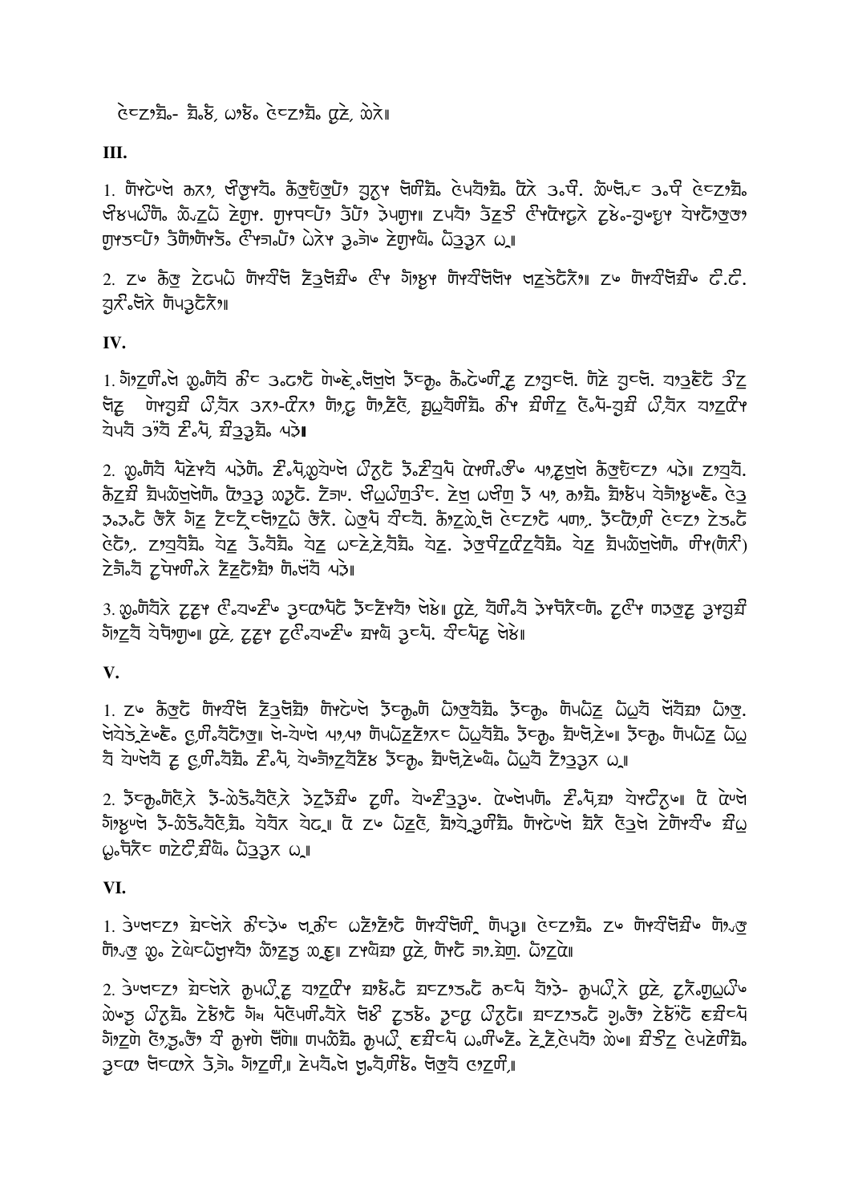ᤗᤧᤠᤱᤋᤢᤰ- ᤛᤢᤰᤀ, ᤕᤠᤀ ᤗᤧᤠᤱᤋᤢᤰ ᤐᤡᤧ, ᤔᤧᤴ॥

**III.**

1. ᤐᤠᤴᤗᤧᤶᤗᤧ ᤁᤠᤸᤠ, ᤒᤡᤣᤠᤛᤢ ᤁᤢᤶᤗᤢᤕᤢ ᤋᤢᤖᤠ ᤐᤡᤐᤢᤰ ᤗᤧᤐᤢᤰᤠᤰ ᤂᤧᤴ ᤃ.ᤕ. ᤔᤡᤱᤗᤢᤱ ᤃ.ᤕ ᤗᤧᤠᤱᤋᤢᤰ ᤒᤡᤴᤐᤠᤕᤢ ᤔᤠᤴ ᤀᤧᤴ ᤕᤢᤔ. ᤋᤠᤐᤠᤱᤐᤢ, ᤃᤢᤴ, ᤃᤐᤢᤕ॥ ᤀᤐᤢᤱ ᤃᤢᤀᤧ ᤐᤡᤐᤢᤰᤧᤴ ᤀᤧᤛᤢ-ᤒᤢᤶᤒᤢᤕ ᤗᤠᤐᤧᤰᤋᤢ, ᤋᤢᤕᤠᤢ, ᤃᤐᤢᤐᤢᤕᤢ ᤐᤡᤕᤢᤃᤢ ᤕᤢᤴ ᤃᤢᤃᤢ ᤕᤢᤃᤢᤕ ᤀᤢᤃᤢᤴ ᤕ॥

2. ᤀᤶ ᤁᤢᤋ ᤀᤧᤐᤢᤕ ᤐᤠᤕᤢᤗ ᤀᤃᤢᤒᤢᤶ ᤐᤡ ᤃᤢᤛᤢᤕ ᤐᤠᤕᤢᤗᤢ ᤗᤀᤧᤃᤀᤧᤴ॥ ᤀᤶ ᤐᤠᤕᤢᤗᤒᤢᤶ ᤀ.ᤀ. ᤒᤢᤴ.ᤗᤧᤴ ᤐᤠᤐᤢᤃᤀᤧᤴ॥

**IV.**

1. ᤃᤢᤀᤢ.ᤗᤧ ᤛᤢ.ᤐᤠᤒ ᤁᤡᤱ ᤃ.ᤀᤢᤀ ᤐᤡᤶᤀ.ᤗᤧᤗᤧ ᤃᤱᤁᤢ ᤁ.ᤀᤧᤶᤀᤢ ᤀᤢᤒᤢᤱᤗᤧ. ᤐᤢᤀᤧ ᤒᤢᤱᤗᤧ. ᤒᤢᤃᤢᤀᤧ ᤃᤢᤀ ᤗᤧᤀ ᤐᤠᤕᤢᤒᤢ ᤀ.ᤒᤧᤴ ᤃᤢᤴ-ᤀᤧᤴ, ᤐᤢᤀᤢ ᤐᤢ.ᤀᤧ, ᤒᤢᤀᤢᤒᤢᤰ ᤁᤠᤕ ᤒᤢᤀᤢᤀ ᤀ.ᤐᤢ-ᤒᤢᤒᤢ ᤀ.ᤒᤧᤴ ᤒᤢᤀᤢᤀᤧᤕ ᤗᤧᤐᤢ ᤃᤢᤒ ᤀ.ᤐᤢ, ᤒᤢᤃᤢᤃᤢᤰ ᤐᤢᤃ॥

2. ᤛᤢ.ᤐᤠᤒ ᤐᤢᤀᤢᤕᤢ ᤐᤢᤃᤢᤐ ᤀ.ᤐᤢ.ᤛᤢᤗᤧᤶᤗᤧ ᤀᤢᤀᤢᤀ ᤃ.ᤀᤢᤒᤢᤐᤢ ᤀᤢᤕᤢᤐᤢ.ᤛᤢᤶ ᤐᤢ.ᤀᤢᤗᤧ ᤁᤢᤋᤢᤀ, ᤐᤢᤃ॥ ᤀᤢᤒᤢᤒ. ᤁᤢᤀᤢᤒᤢ ᤒᤢᤐᤢᤔᤢᤗᤧᤗᤢᤰ ᤀᤢᤃᤢᤃ ᤛᤢᤀ. ᤀᤢᤃᤢ. ᤒᤡᤀᤢᤀᤢᤃᤢ. ᤀᤢᤗᤧ ᤕᤢᤀ ᤃ ᤐᤢ, ᤁᤢᤒᤢᤰ ᤒᤢᤛᤢ ᤒᤢᤀᤢᤛᤢᤀ ᤗᤧᤃ ᤃ.ᤃ.ᤀ ᤀᤢᤀ ᤃᤢᤀ ᤀᤢᤀᤢᤗᤢᤀᤢ ᤀᤢᤀ. ᤀᤢᤗᤧ ᤒᤢᤀ. ᤁᤢᤀᤢᤗᤧ ᤗᤧᤀᤢᤀ ᤐᤢᤃ. ᤃᤢᤀᤢᤃᤢ ᤗᤧᤀᤢ ᤀᤢᤃᤢᤀ ᤀᤢᤀ, ᤀᤢᤒᤢᤒᤢᤰ ᤒᤢᤀ ᤃ.ᤒᤢᤰ ᤒᤢᤀ ᤀᤢᤀᤢᤀ.ᤒᤢᤰ ᤒᤢᤀ. ᤃᤢᤐᤢᤀᤢᤀᤢᤒᤢᤰ ᤒᤢᤀ ᤒᤢᤐᤢᤔᤢᤗᤧᤗᤢᤰ ᤐᤡᤕ(ᤐᤢᤀ) ᤀᤢᤃᤢ.ᤒ ᤀᤢᤐᤢᤕᤢ.ᤀ ᤀᤢᤀᤢᤀᤢ ᤐᤢ.ᤗᤧᤒ ᤐᤢᤃ॥

3. ᤛᤢ.ᤐᤠᤒᤢᤀ ᤀᤢᤀᤢᤕ ᤀᤧ.ᤒᤢᤀᤢ ᤃᤢᤱᤀᤢᤐᤢᤀ ᤃᤱᤀᤢᤕᤒᤢ ᤗᤧᤛ॥ ᤀᤢᤀ, ᤒᤢᤀ.ᤒ ᤃᤢᤕᤐᤢᤀᤢᤱᤐᤢ ᤀᤢᤀᤢᤕ ᤐᤢᤃᤢᤀᤢ ᤃᤢᤕᤒᤢᤒ ᤃᤢᤀᤢᤒ ᤒᤢᤐᤢᤃ॥ ᤀᤢᤀ, ᤀᤢᤀᤢᤕ ᤀᤢᤀ.ᤒᤢᤀ ᤒᤢᤕᤢ ᤃᤢᤱᤐᤢ. ᤒᤢᤱᤐᤢᤀ ᤗᤧᤛ॥

**V.**

1. ᤀᤶ ᤁᤢᤋᤢᤀ ᤐᤠᤕᤢᤗ ᤀᤃᤢᤗᤧᤒᤢ ᤐᤠᤴᤗᤧᤶᤗᤧ ᤃᤱᤁᤢ.ᤐᤢ ᤀᤢᤃᤢᤒᤢᤰ ᤃᤱᤁᤢ. ᤐᤢᤐᤢᤀᤢ ᤀᤢᤕᤢᤒ ᤗᤧᤒᤢᤒᤢ ᤀᤢᤃᤢ. ᤗᤧᤒᤢᤃ.ᤀᤢ.ᤀ. ᤀ.ᤐᤢ.ᤒᤢᤃᤢ॥ ᤗᤧ-ᤒᤢᤗᤧ ᤐᤢ,ᤐᤢ ᤐᤢᤐᤢᤀᤢᤀᤢᤀ ᤀᤢᤕᤢᤒᤢᤰ ᤃᤱᤁᤢ. ᤒᤢᤗᤧ.ᤀᤢ॥ ᤃᤱᤁᤢ. ᤐᤢᤐᤢᤀᤢ ᤀᤢᤕ ᤒ ᤒᤢᤗᤧᤒ ᤀ ᤀ.ᤐᤢ.ᤒᤢᤰ ᤀ.ᤐᤢ, ᤒᤢᤃᤢᤀᤢᤒᤢᤀ ᤃᤱᤁᤢ. ᤒᤢᤗᤧ.ᤀᤢᤒᤢ. ᤀᤢᤕᤢᤒ ᤀᤢᤃᤢᤀ ᤕ॥

2. ᤃᤱᤁᤢ.ᤐᤢᤀ.ᤀ ᤃ-ᤔᤢᤃ.ᤒᤢᤀ.ᤀ ᤃᤢᤀᤢᤃᤢᤒᤢ ᤀᤢᤐᤢ. ᤒᤢᤀᤢᤃᤢᤃ. ᤀᤢᤗᤧᤐᤢᤐᤢ. ᤀ.ᤐᤢ,ᤒᤢ ᤒᤢᤀᤢᤀᤢ॥ ᤀ ᤀᤢᤗᤧ ᤃᤢᤒᤢᤗᤧ ᤃ-ᤔᤢᤃ.ᤒᤢᤀ.ᤒᤢᤰ. ᤒᤢᤒᤢ ᤒᤢᤀ॥ ᤀ ᤀᤶ ᤀᤢᤀᤢᤀ, ᤒᤢᤒᤢ ᤃᤢᤐᤢᤒᤢᤰ. ᤐᤠᤴᤗᤧᤶᤗᤧ ᤒᤢᤀ ᤀᤢᤃᤢᤗᤧ ᤀᤢᤐᤢᤕᤢᤒᤢ ᤒᤢᤕᤢ ᤕᤢ.ᤐᤢᤀᤢ ᤐᤢᤀᤢᤀ,ᤒᤢᤒᤢ. ᤀᤢᤃᤢᤃᤢ ᤕ॥

**VI.**

1. ᤃᤢᤗᤧᤱᤀ ᤒᤢᤱᤗᤧᤀ ᤁᤢᤱᤃᤢ ᤗᤧ.ᤁᤢᤱ ᤕᤢᤀᤢᤀᤢ ᤐᤠᤕᤢᤗᤧᤐᤢ ᤐᤢᤐᤢᤃ॥ ᤗᤧᤠᤱᤋᤢᤰ ᤀᤶ ᤐᤠᤕᤢᤗᤒᤢᤶ ᤐᤢ.ᤋ ᤐᤢ.ᤋ ᤛᤢ. ᤀᤢᤗᤧᤀᤢᤀᤢᤕᤒᤢ ᤔᤢᤀᤢᤃ ᤔ.ᤀ॥ ᤀᤢᤕᤢᤒᤢ ᤀᤢᤀ, ᤐᤢᤀ ᤃᤢ.ᤒᤢᤐ. ᤀᤢᤀᤢᤗᤧ॥

2. ᤃᤢᤗᤧᤱᤀ ᤒᤢᤱᤗᤧᤀ ᤁᤢᤐᤢᤀᤢ.ᤀ ᤒᤢᤀᤢᤀᤢᤕ ᤒᤢᤛᤢ.ᤀ ᤒᤢᤱᤀᤢᤃ.ᤀ ᤁᤱᤐᤢ ᤒᤢᤃ- ᤁᤢᤐᤢᤀᤢ.ᤀ ᤀᤢᤀ, ᤀᤢᤀ.ᤀᤢᤕᤢᤀᤢ ᤔᤢᤃᤢ ᤀᤢᤀᤢᤒᤢᤰ. ᤀᤢᤛᤢᤀ ᤃᤢ ᤐᤢᤀᤢᤐᤢ.ᤒᤢᤀ ᤗᤧᤛ ᤀᤢᤃᤢ. ᤃᤢᤀᤢ ᤀᤢᤀᤢᤀ॥ ᤒᤢᤱᤀᤢᤃ.ᤀ ᤃᤢ.ᤀᤢ ᤀᤢᤛᤢᤀ ᤒᤢᤒᤢᤱᤐᤢ ᤃᤢᤀᤢᤗᤧ ᤀᤢ,ᤃᤢ.ᤀᤢ ᤒ ᤁᤢᤕᤢᤗᤧ ᤗᤧᤐᤢ॥ ᤐᤢᤔᤢᤀᤢᤰ. ᤁᤢᤐᤢᤀᤢ ᤒᤢᤒᤢᤱᤐᤢ ᤕ.ᤐᤢᤀᤢ. ᤀᤢ,ᤀᤢ,ᤗᤧᤐᤢᤒᤢ ᤔᤢ॥ ᤒᤢᤃᤢᤀ ᤗᤧᤐᤢᤀᤢᤐᤢᤰ. ᤃᤢᤱᤀ ᤗᤧᤱᤀᤢᤀ ᤃᤢᤃ. ᤃᤢᤀᤢᤐᤢ,॥ ᤀᤢᤐᤢᤒᤢ.ᤗᤧ ᤒᤢ.ᤒᤢ,ᤐᤢᤛ. ᤗᤧᤋᤢᤒ ᤀᤢᤀᤢᤐᤢ,॥